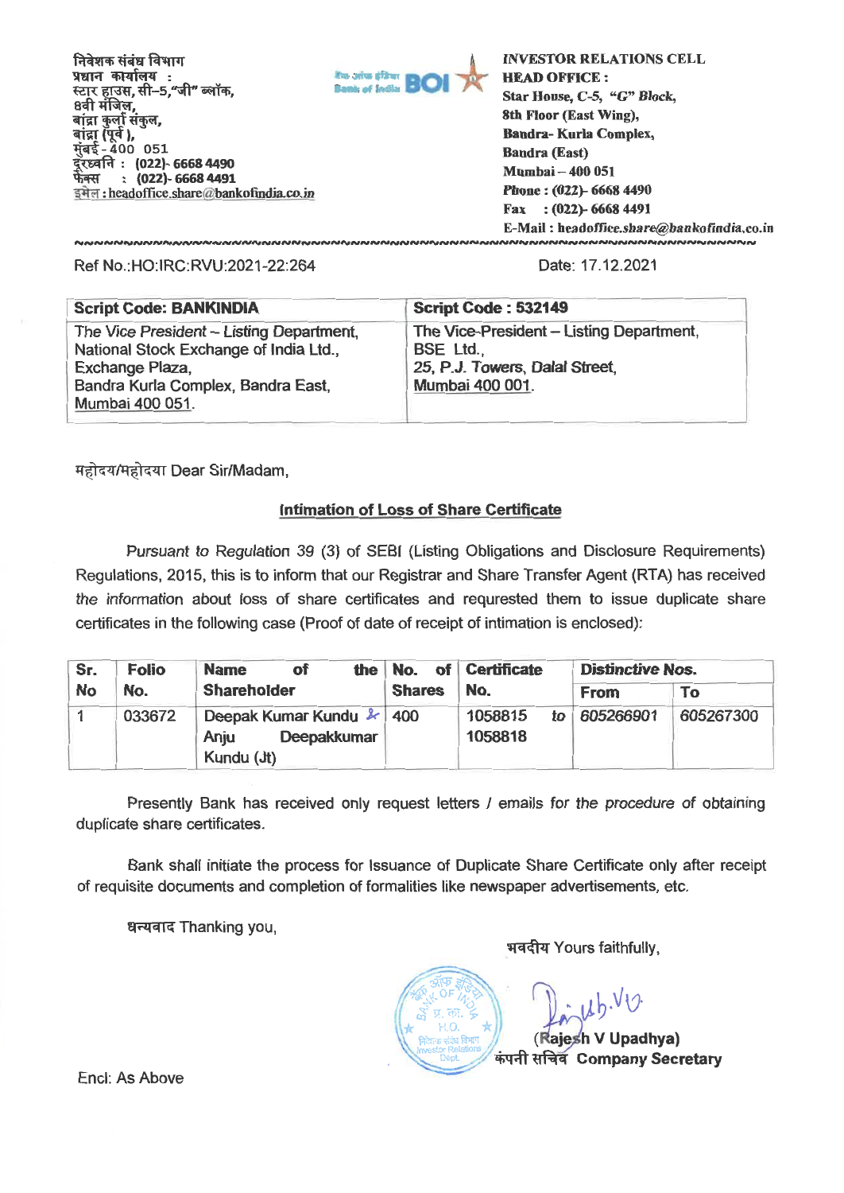निवेशक संबंध विभाग
प्रधान कार्यालय :
स्टार हाउस, सी–5,"जी" ब्लॉक,
8वी मंजिल,
बांद्रा कुर्ला संकुल,
बांद्रा (पूर्व ),
मुंबई - 400 051
दूरध्वनि : (022)- 6668 4490
फैक्स : (022)- 6668 4491
इमेल : headoffice.share@bankofindia.co.in

**INVESTOR RELATIONS CELL**
**HEAD OFFICE :**
**Star House, C-5, "G" Block,**
**8th Floor (East Wing),**
**Bandra- Kurla Complex,**
**Bandra (East)**
**Mumbai – 400 051**
**Phone : (022)- 6668 4490**
**Fax : (022)- 6668 4491**
**E-Mail : headoffice.share@bankofindia.co.in**

Ref No.:HO:IRC:RVU:2021-22:264

Date: 17.12.2021

| Script Code: BANKINDIA | Script Code : 532149 |
|---|---|
| The Vice President – Listing Department, National Stock Exchange of India Ltd., Exchange Plaza, Bandra Kurla Complex, Bandra East, Mumbai 400 051. | The Vice-President – Listing Department, BSE Ltd., 25, P.J. Towers, Dalal Street, Mumbai 400 001. |

महोदय/महोदया Dear Sir/Madam,

## Intimation of Loss of Share Certificate

Pursuant to Regulation 39 (3) of SEBI (Listing Obligations and Disclosure Requirements) Regulations, 2015, this is to inform that our Registrar and Share Transfer Agent (RTA) has received the information about loss of share certificates and requrested them to issue duplicate share certificates in the following case (Proof of date of receipt of intimation is enclosed):

| Sr. No | Folio No. | Name of the Shareholder | No. of Shares | Certificate No. | Distinctive Nos. | |
|---|---|---|---|---|---|---|
| | | | | | From | To |
| 1 | 033672 | Deepak Kumar Kundu & Anju Deepakkumar Kundu (Jt) | 400 | 1058815 to 1058818 | 605266901 | 605267300 |

Presently Bank has received only request letters / emails for the procedure of obtaining duplicate share certificates.

Bank shall initiate the process for Issuance of Duplicate Share Certificate only after receipt of requisite documents and completion of formalities like newspaper advertisements, etc.

धन्यवाद Thanking you,

भवदीय Yours faithfully,

(Rajesh V Upadhya)
कंपनी सचिव **Company Secretary**

Encl: As Above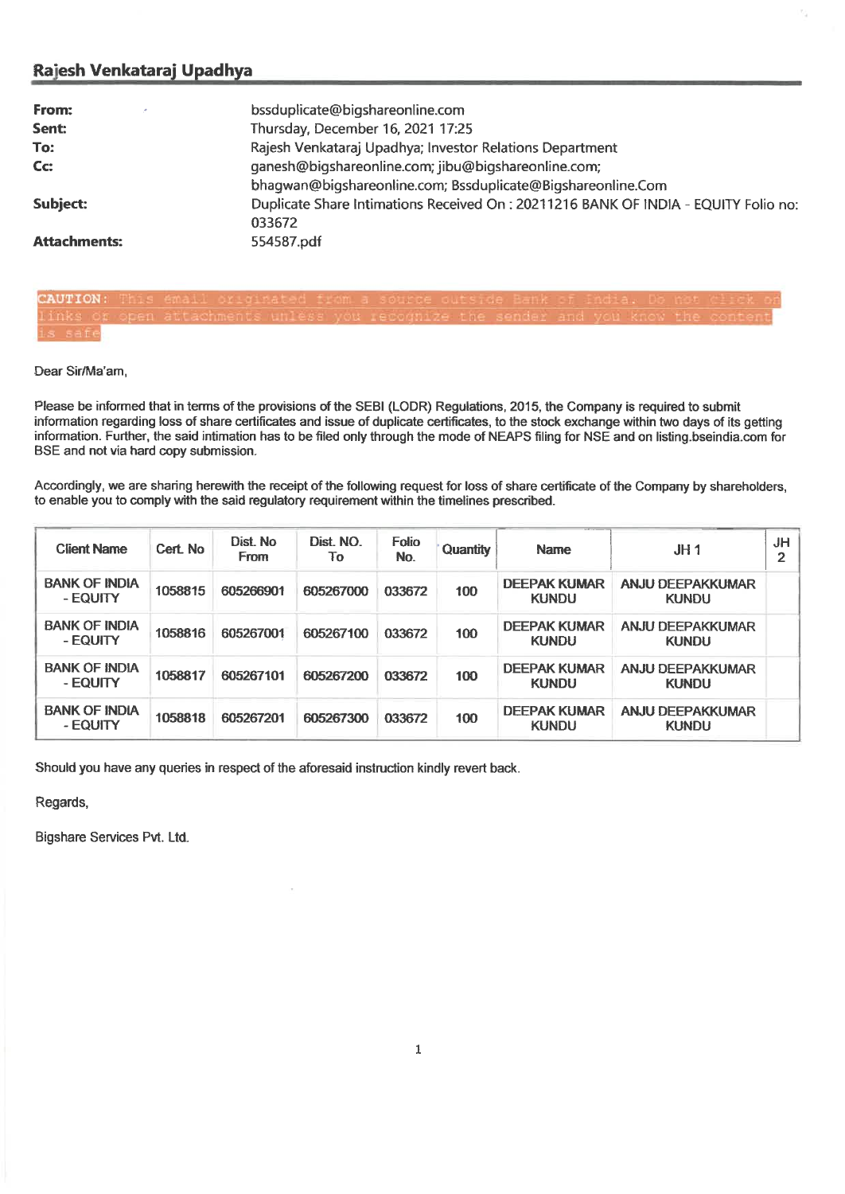## Rajesh Venkataraj Upadhya

| | |
|---|---|
| **From:** | bssduplicate@bigshareonline.com |
| **Sent:** | Thursday, December 16, 2021 17:25 |
| **To:** | Rajesh Venkataraj Upadhya; Investor Relations Department |
| **Cc:** | ganesh@bigshareonline.com; jibu@bigshareonline.com; bhagwan@bigshareonline.com; Bssduplicate@Bigshareonline.Com |
| **Subject:** | Duplicate Share Intimations Received On : 20211216 BANK OF INDIA - EQUITY Folio no: 033672 |
| **Attachments:** | 554587.pdf |

CAUTION: This email originated from a source outside Bank of India. Do not click on links or open attachments unless you recognize the sender and you know the content is safe

Dear Sir/Ma'am,

Please be informed that in terms of the provisions of the SEBI (LODR) Regulations, 2015, the Company is required to submit information regarding loss of share certificates and issue of duplicate certificates, to the stock exchange within two days of its getting information. Further, the said intimation has to be filed only through the mode of NEAPS filing for NSE and on listing.bseindia.com for BSE and not via hard copy submission.

Accordingly, we are sharing herewith the receipt of the following request for loss of share certificate of the Company by shareholders, to enable you to comply with the said regulatory requirement within the timelines prescribed.

| Client Name | Cert. No | Dist. No From | Dist. NO. To | Folio No. | Quantity | Name | JH 1 | JH 2 |
|---|---|---|---|---|---|---|---|---|
| BANK OF INDIA - EQUITY | 1058815 | 605266901 | 605267000 | 033672 | 100 | DEEPAK KUMAR KUNDU | ANJU DEEPAKKUMAR KUNDU | |
| BANK OF INDIA - EQUITY | 1058816 | 605267001 | 605267100 | 033672 | 100 | DEEPAK KUMAR KUNDU | ANJU DEEPAKKUMAR KUNDU | |
| BANK OF INDIA - EQUITY | 1058817 | 605267101 | 605267200 | 033672 | 100 | DEEPAK KUMAR KUNDU | ANJU DEEPAKKUMAR KUNDU | |
| BANK OF INDIA - EQUITY | 1058818 | 605267201 | 605267300 | 033672 | 100 | DEEPAK KUMAR KUNDU | ANJU DEEPAKKUMAR KUNDU | |

Should you have any queries in respect of the aforesaid instruction kindly revert back.

Regards,

Bigshare Services Pvt. Ltd.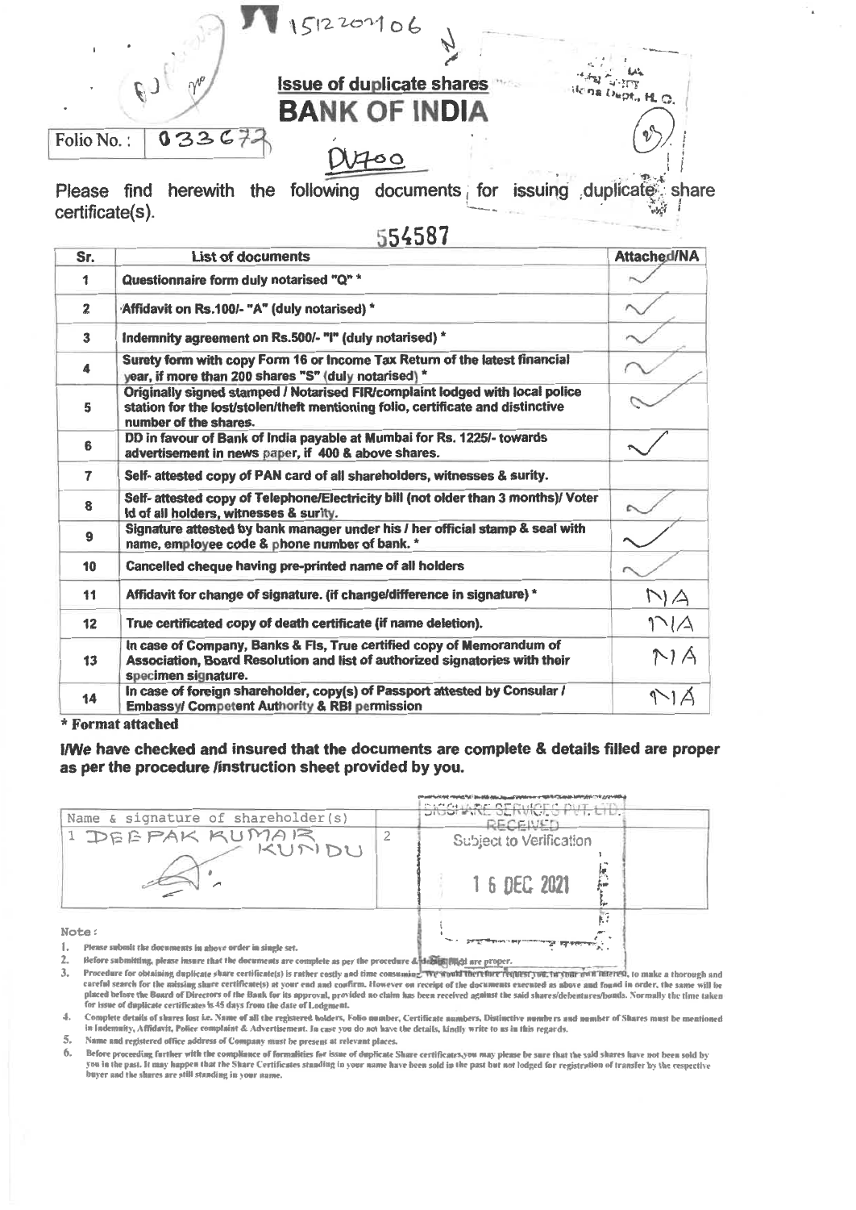1512202106

**Issue of duplicate shares**

# BANK OF INDIA

Folio No. : 033672

DV400

Please find herewith the following documents for issuing duplicate share certificate(s).

554587

| Sr. | List of documents | Attached/NA |
|---|---|---|
| 1 | Questionnaire form duly notarised "Q" * | ✓ |
| 2 | Affidavit on Rs.100/- "A" (duly notarised) * | ✓ |
| 3 | Indemnity agreement on Rs.500/- "I" (duly notarised) * | ✓ |
| 4 | Surety form with copy Form 16 or Income Tax Return of the latest financial year, if more than 200 shares "S" (duly notarised) * | ✓ |
| 5 | Originally signed stamped / Notarised FIR/complaint lodged with local police station for the lost/stolen/theft mentioning folio, certificate and distinctive number of the shares. | ✓ |
| 6 | DD in favour of Bank of India payable at Mumbai for Rs. 1225/- towards advertisement in news paper, if 400 & above shares. | ✓ |
| 7 | Self- attested copy of PAN card of all shareholders, witnesses & surity. | |
| 8 | Self- attested copy of Telephone/Electricity bill (not older than 3 months)/ Voter Id of all holders, witnesses & surity. | ✓ |
| 9 | Signature attested by bank manager under his / her official stamp & seal with name, employee code & phone number of bank. * | ✓ |
| 10 | Cancelled cheque having pre-printed name of all holders | ✓ |
| 11 | Affidavit for change of signature. (if change/difference in signature) * | NA |
| 12 | True certificated copy of death certificate (if name deletion). | NA |
| 13 | In case of Company, Banks & FIs, True certified copy of Memorandum of Association, Board Resolution and list of authorized signatories with their specimen signature. | NA |
| 14 | In case of foreign shareholder, copy(s) of Passport attested by Consular / Embassy/ Competent Authority & RBI permission | NA |

**\* Format attached**

**I/We have checked and insured that the documents are complete & details filled are proper as per the procedure /instruction sheet provided by you.**

| Name & signature of shareholder(s) | | |
|---|---|---|
| 1 DEEPAK KUMAR KUNDU | 2 | BIGSHARE SERVICES PVT. LTD. RECEIVED Subject to Verification 16 DEC 2021 |

Note:

1. Please submit the documents in above order in single set.
2. Before submitting, please insure that the documents are complete as per the procedure & details filled are proper.
3. Procedure for obtaining duplicate share certificate(s) is rather costly and time consuming. We would therefore request you, in your own interest, to make a thorough and careful search for the missing share certificate(s) at your end and confirm. However on receipt of the documents executed as above and found in order, the same will be placed before the Board of Directors of the Bank for its approval, provided no claim has been received against the said shares/debentures/bonds. Normally the time taken for issue of duplicate certificates is 45 days from the date of Lodgment.
4. Complete details of shares lost i.e. Name of all the registered holders, Folio number, Certificate numbers, Distinctive numbers and number of Shares must be mentioned in Indemnity, Affidavit, Police complaint & Advertisement. In case you do not have the details, kindly write to us in this regards.
5. Name and registered office address of Company must be present at relevant places.
6. Before proceeding further with the compliance of formalities for issue of duplicate Share certificates,you may please be sure that the said shares have not been sold by you in the past. It may happen that the Share Certificates standing in your name have been sold in the past but not lodged for registration of transfer by the respective buyer and the shares are still standing in your name.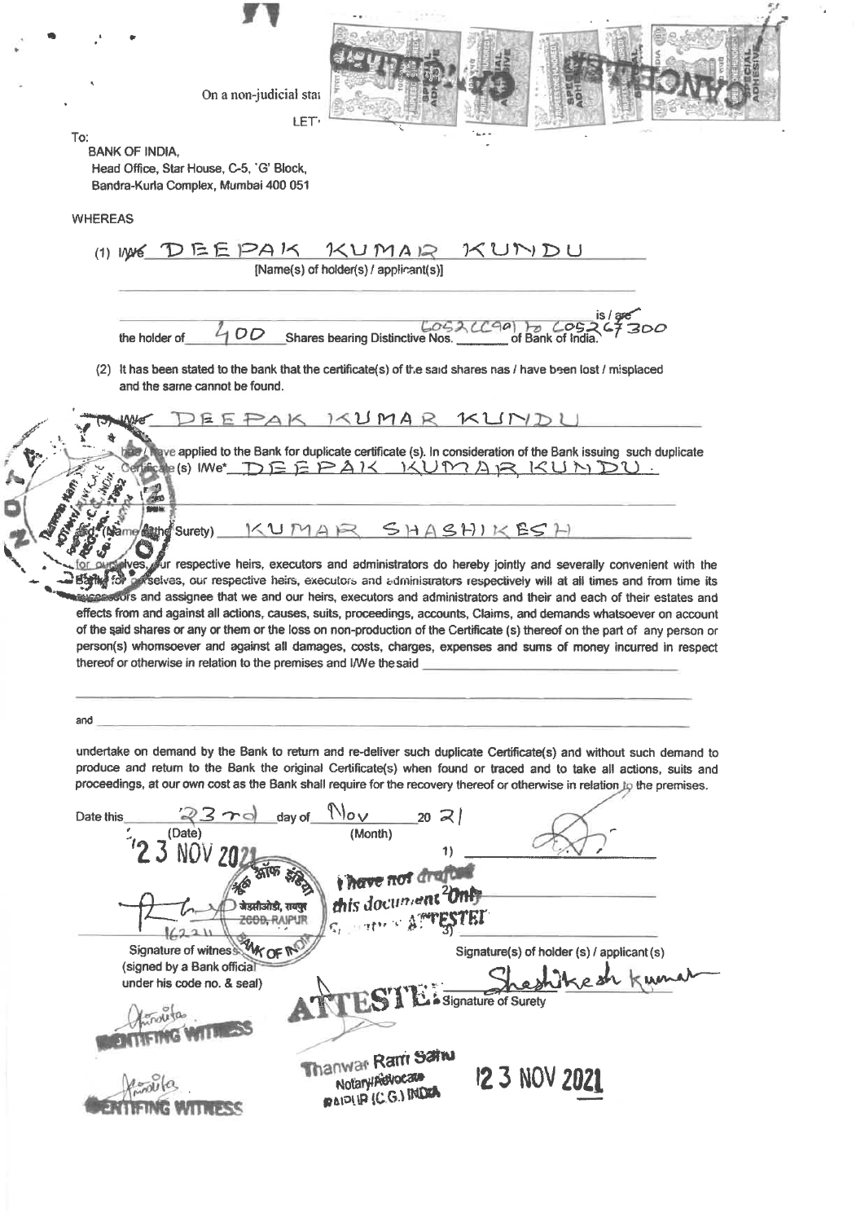On a non-judicial sta

LET

To:
BANK OF INDIA,
Head Office, Star House, C-5, 'G' Block,
Bandra-Kurla Complex, Mumbai 400 051

WHEREAS

(1) I/We DEEPAK KUMAR KUNDU
[Name(s) of holder(s) / applicant(s)]

is / are the holder of 400 Shares bearing Distinctive Nos. 6052266901 to 605267300 of Bank of India.

(2) It has been stated to the bank that the certificate(s) of the said shares has / have been lost / misplaced and the same cannot be found.

(3) I/We DEEPAK KUMAR KUNDU

has / have applied to the Bank for duplicate certificate (s). In consideration of the Bank issuing such duplicate Certificate(s) I/We* DEEPAK KUMAR KUNDU.

and (Name of the Surety) KUMAR SHASHIKESH

for ourselves, our respective heirs, executors and administrators do hereby jointly and severally convenient with the Bank for ourselves, our respective heirs, executors and administrators respectively will at all times and from time its successors and assignee that we and our heirs, executors and administrators and their and each of their estates and effects from and against all actions, causes, suits, proceedings, accounts, Claims, and demands whatsoever on account of the said shares or any or them or the loss on non-production of the Certificate (s) thereof on the part of any person or person(s) whomsoever and against all damages, costs, charges, expenses and sums of money incurred in respect thereof or otherwise in relation to the premises and I/We the said

and

undertake on demand by the Bank to return and re-deliver such duplicate Certificate(s) and without such demand to produce and return to the Bank the original Certificate(s) when found or traced and to take all actions, suits and proceedings, at our own cost as the Bank shall require for the recovery thereof or otherwise in relation to the premises.

Date this 23rd day of Nov 20 21
(Date) (Month)

23 NOV 2021

1)

I have not drafted this document 2) Only Signature ATTESTED 3)

Signature of witness (signed by a Bank official under his code no. & seal)

Signature(s) of holder (s) / applicant(s)

ATTESTED

Shashikesh Kumar
Signature of Surety

IDENTIFYING WITNESS

Thanwar Ram Sahu
Notary/Advocate
RAIPUR (C.G.) INDIA

23 NOV 2021

IDENTIFYING WITNESS